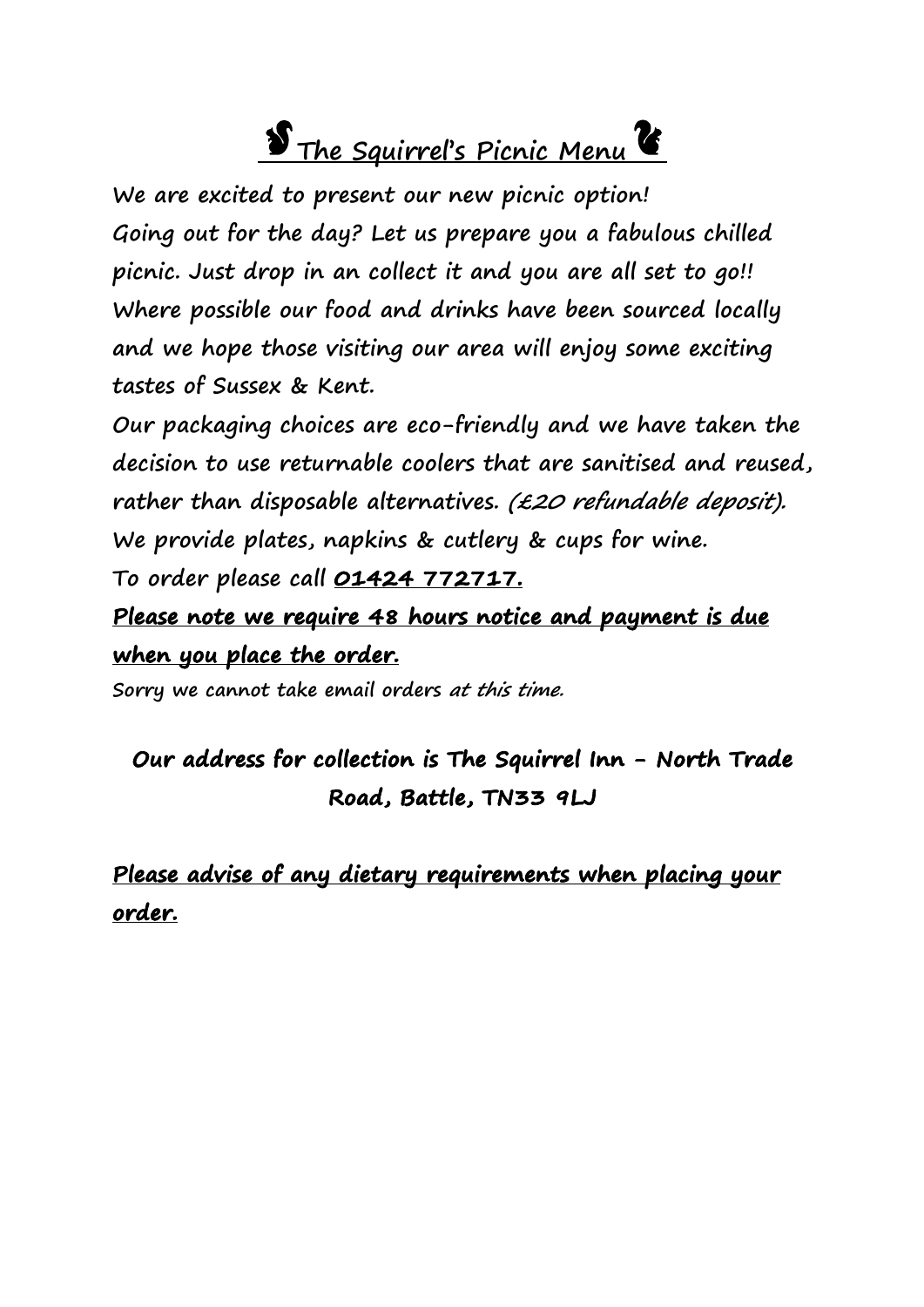# The Squirrel's Picnic Menu

**We are excited to present our new picnic option!**

**Going out for the day? Let us prepare you a fabulous chilled picnic. Just drop in an collect it and you are all set to go!!**

**Where possible our food and drinks have been sourced locally and we hope those visiting our area will enjoy some exciting tastes of Sussex & Kent.**

**Our packaging choices are eco-friendly and we have taken the decision to use returnable coolers that are sanitised and reused, rather than disposable alternatives.** *(£20 refundable deposit).*

**We provide plates, napkins & cutlery & cups for wine.**

**To order please call 01424 772717.**

**Please note we require 48 hours notice and payment is due when you place the order.**

**Sorry we cannot take email orders** *at this time.*

**Our address for collection is The Squirrel Inn - North Trade Road, Battle, TN33 9LJ**

**Please advise of any dietary requirements when placing your order.**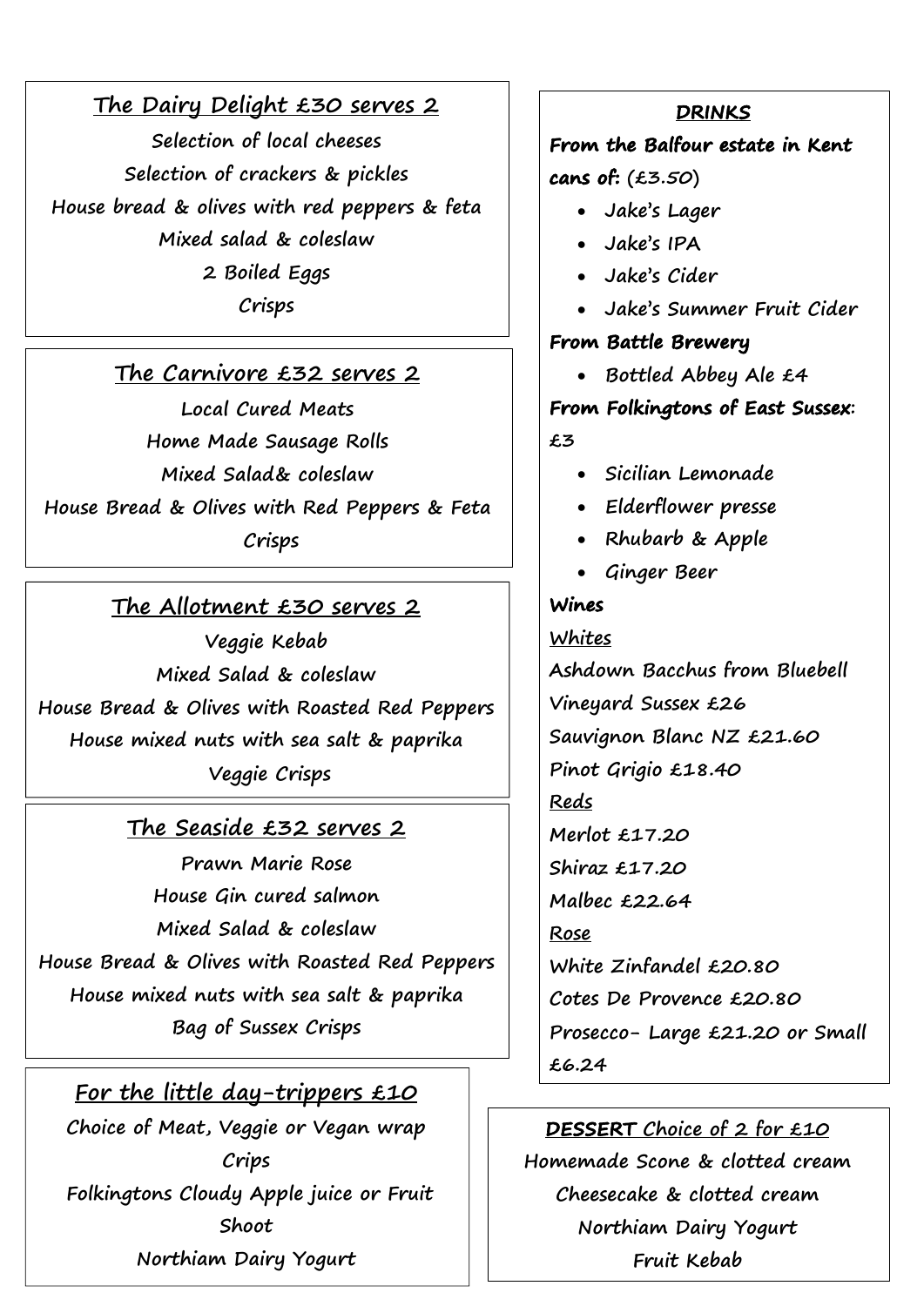## The Dairy Delight £30 serves 2

Selection of local cheeses
Selection of crackers & pickles
House bread & olives with red peppers & feta
Mixed salad & coleslaw
2 Boiled Eggs
Crisps

## The Carnivore £32 serves 2

Local Cured Meats
Home Made Sausage Rolls
Mixed Salad& coleslaw
House Bread & Olives with Red Peppers & Feta
Crisps

## The Allotment £30 serves 2

Veggie Kebab
Mixed Salad & coleslaw
House Bread & Olives with Roasted Red Peppers
House mixed nuts with sea salt & paprika
Veggie Crisps

## The Seaside £32 serves 2

Prawn Marie Rose
House Gin cured salmon
Mixed Salad & coleslaw
House Bread & Olives with Roasted Red Peppers
House mixed nuts with sea salt & paprika
Bag of Sussex Crisps

## For the little day-trippers £10

Choice of Meat, Veggie or Vegan wrap
Crips
Folkingtons Cloudy Apple juice or Fruit Shoot
Northiam Dairy Yogurt

## DRINKS

**From the Balfour estate in Kent cans of:** (£3.50)

- Jake's Lager
- Jake's IPA
- Jake's Cider
- Jake's Summer Fruit Cider

**From Battle Brewery**

- Bottled Abbey Ale £4

**From Folkingtons of East Sussex:** £3

- Sicilian Lemonade
- Elderflower presse
- Rhubarb & Apple
- Ginger Beer

**Wines**

Whites

Ashdown Bacchus from Bluebell Vineyard Sussex £26
Sauvignon Blanc NZ £21.60
Pinot Grigio £18.40

Reds

Merlot £17.20
Shiraz £17.20
Malbec £22.64

Rose

White Zinfandel £20.80
Cotes De Provence £20.80
Prosecco- Large £21.20 or Small £6.24

## DESSERT Choice of 2 for £10

Homemade Scone & clotted cream
Cheesecake & clotted cream
Northiam Dairy Yogurt
Fruit Kebab